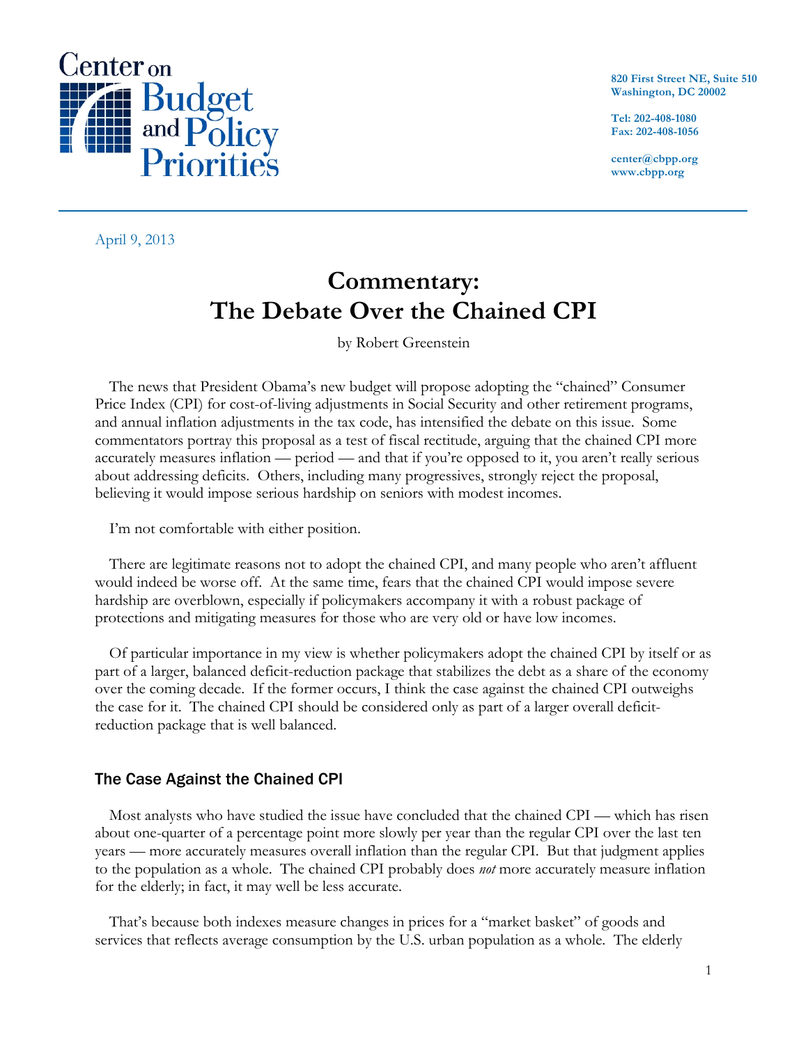Center on Budget and Policy Priorities

820 First Street NE, Suite 510
Washington, DC 20002

Tel: 202-408-1080
Fax: 202-408-1056

center@cbpp.org
www.cbpp.org

April 9, 2013

# Commentary: The Debate Over the Chained CPI

by Robert Greenstein

The news that President Obama's new budget will propose adopting the "chained" Consumer Price Index (CPI) for cost-of-living adjustments in Social Security and other retirement programs, and annual inflation adjustments in the tax code, has intensified the debate on this issue. Some commentators portray this proposal as a test of fiscal rectitude, arguing that the chained CPI more accurately measures inflation — period — and that if you're opposed to it, you aren't really serious about addressing deficits. Others, including many progressives, strongly reject the proposal, believing it would impose serious hardship on seniors with modest incomes.

I'm not comfortable with either position.

There are legitimate reasons not to adopt the chained CPI, and many people who aren't affluent would indeed be worse off. At the same time, fears that the chained CPI would impose severe hardship are overblown, especially if policymakers accompany it with a robust package of protections and mitigating measures for those who are very old or have low incomes.

Of particular importance in my view is whether policymakers adopt the chained CPI by itself or as part of a larger, balanced deficit-reduction package that stabilizes the debt as a share of the economy over the coming decade. If the former occurs, I think the case against the chained CPI outweighs the case for it. The chained CPI should be considered only as part of a larger overall deficit-reduction package that is well balanced.

## The Case Against the Chained CPI

Most analysts who have studied the issue have concluded that the chained CPI — which has risen about one-quarter of a percentage point more slowly per year than the regular CPI over the last ten years — more accurately measures overall inflation than the regular CPI. But that judgment applies to the population as a whole. The chained CPI probably does *not* more accurately measure inflation for the elderly; in fact, it may well be less accurate.

That's because both indexes measure changes in prices for a "market basket" of goods and services that reflects average consumption by the U.S. urban population as a whole. The elderly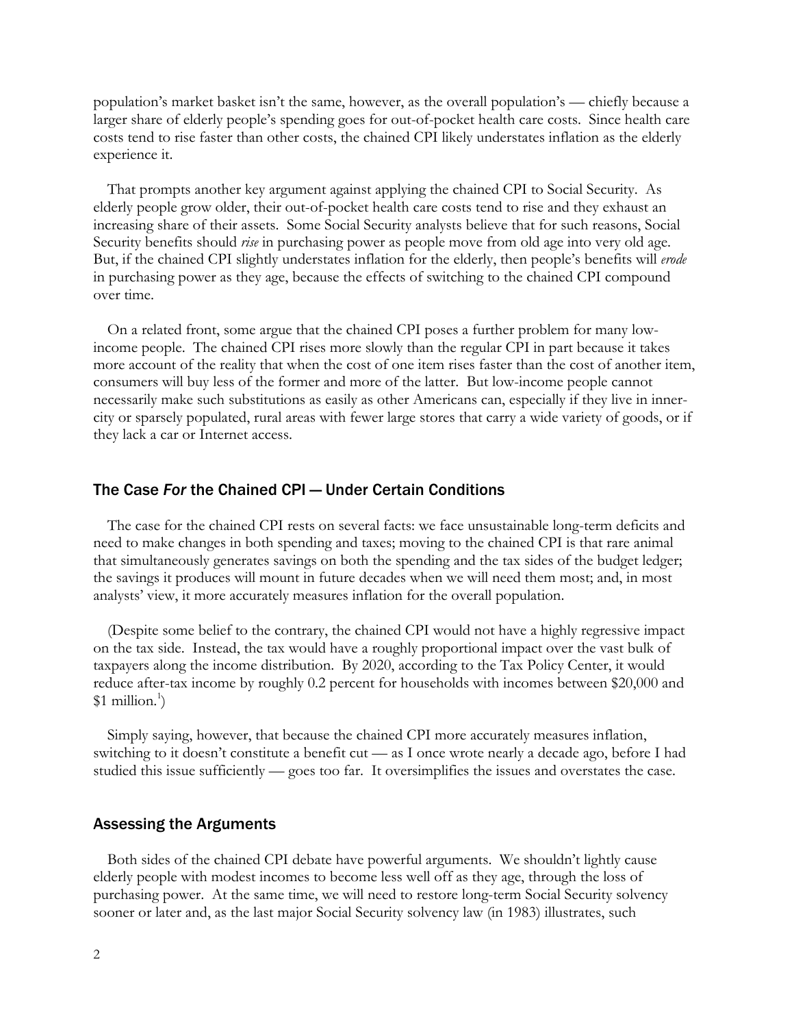population's market basket isn't the same, however, as the overall population's — chiefly because a larger share of elderly people's spending goes for out-of-pocket health care costs. Since health care costs tend to rise faster than other costs, the chained CPI likely understates inflation as the elderly experience it.

That prompts another key argument against applying the chained CPI to Social Security. As elderly people grow older, their out-of-pocket health care costs tend to rise and they exhaust an increasing share of their assets. Some Social Security analysts believe that for such reasons, Social Security benefits should *rise* in purchasing power as people move from old age into very old age. But, if the chained CPI slightly understates inflation for the elderly, then people's benefits will *erode* in purchasing power as they age, because the effects of switching to the chained CPI compound over time.

On a related front, some argue that the chained CPI poses a further problem for many low-income people. The chained CPI rises more slowly than the regular CPI in part because it takes more account of the reality that when the cost of one item rises faster than the cost of another item, consumers will buy less of the former and more of the latter. But low-income people cannot necessarily make such substitutions as easily as other Americans can, especially if they live in inner-city or sparsely populated, rural areas with fewer large stores that carry a wide variety of goods, or if they lack a car or Internet access.

## The Case *For* the Chained CPI — Under Certain Conditions

The case for the chained CPI rests on several facts: we face unsustainable long-term deficits and need to make changes in both spending and taxes; moving to the chained CPI is that rare animal that simultaneously generates savings on both the spending and the tax sides of the budget ledger; the savings it produces will mount in future decades when we will need them most; and, in most analysts' view, it more accurately measures inflation for the overall population.

(Despite some belief to the contrary, the chained CPI would not have a highly regressive impact on the tax side. Instead, the tax would have a roughly proportional impact over the vast bulk of taxpayers along the income distribution. By 2020, according to the Tax Policy Center, it would reduce after-tax income by roughly 0.2 percent for households with incomes between $20,000 and $1 million.[1])

Simply saying, however, that because the chained CPI more accurately measures inflation, switching to it doesn't constitute a benefit cut — as I once wrote nearly a decade ago, before I had studied this issue sufficiently — goes too far. It oversimplifies the issues and overstates the case.

## Assessing the Arguments

Both sides of the chained CPI debate have powerful arguments. We shouldn't lightly cause elderly people with modest incomes to become less well off as they age, through the loss of purchasing power. At the same time, we will need to restore long-term Social Security solvency sooner or later and, as the last major Social Security solvency law (in 1983) illustrates, such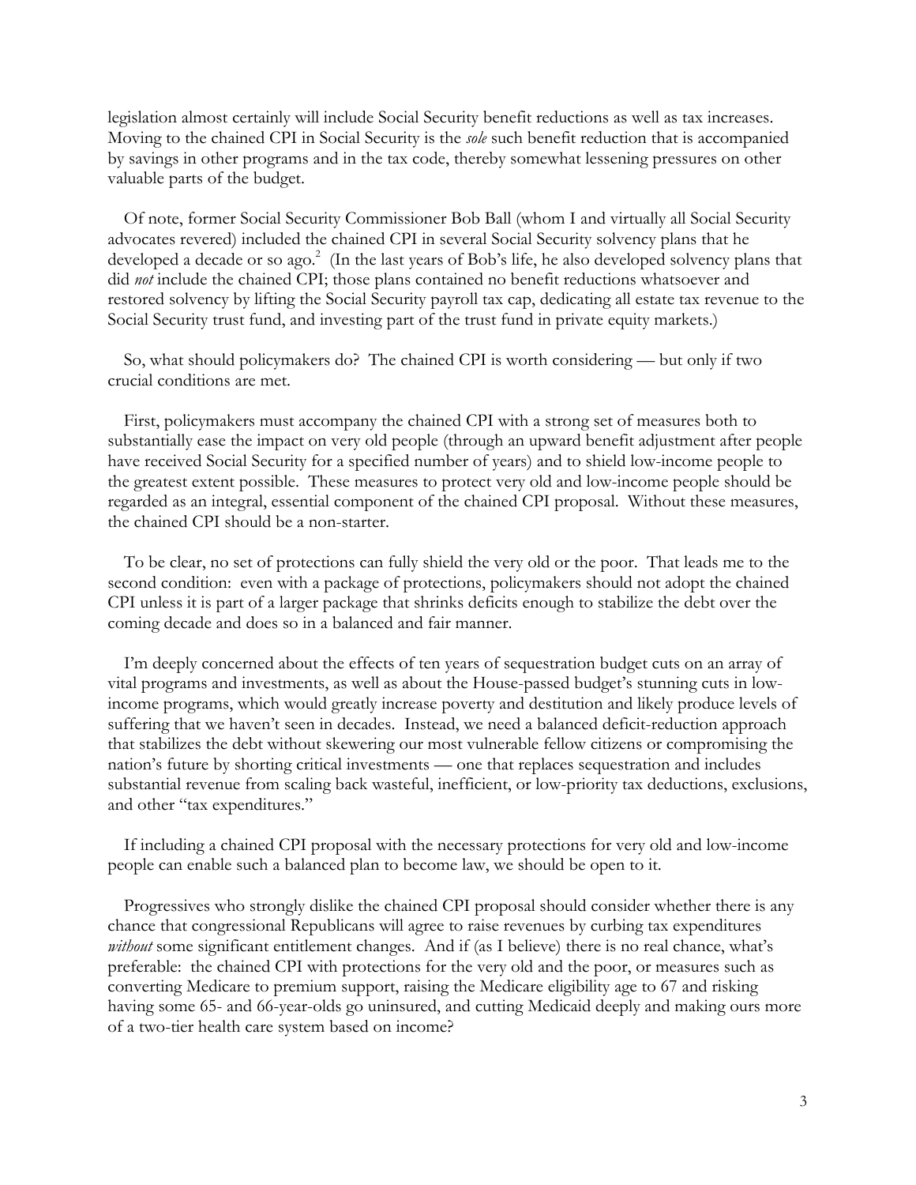legislation almost certainly will include Social Security benefit reductions as well as tax increases. Moving to the chained CPI in Social Security is the *sole* such benefit reduction that is accompanied by savings in other programs and in the tax code, thereby somewhat lessening pressures on other valuable parts of the budget.

Of note, former Social Security Commissioner Bob Ball (whom I and virtually all Social Security advocates revered) included the chained CPI in several Social Security solvency plans that he developed a decade or so ago.[2] (In the last years of Bob's life, he also developed solvency plans that did *not* include the chained CPI; those plans contained no benefit reductions whatsoever and restored solvency by lifting the Social Security payroll tax cap, dedicating all estate tax revenue to the Social Security trust fund, and investing part of the trust fund in private equity markets.)

So, what should policymakers do? The chained CPI is worth considering — but only if two crucial conditions are met.

First, policymakers must accompany the chained CPI with a strong set of measures both to substantially ease the impact on very old people (through an upward benefit adjustment after people have received Social Security for a specified number of years) and to shield low-income people to the greatest extent possible. These measures to protect very old and low-income people should be regarded as an integral, essential component of the chained CPI proposal. Without these measures, the chained CPI should be a non-starter.

To be clear, no set of protections can fully shield the very old or the poor. That leads me to the second condition: even with a package of protections, policymakers should not adopt the chained CPI unless it is part of a larger package that shrinks deficits enough to stabilize the debt over the coming decade and does so in a balanced and fair manner.

I'm deeply concerned about the effects of ten years of sequestration budget cuts on an array of vital programs and investments, as well as about the House-passed budget's stunning cuts in low-income programs, which would greatly increase poverty and destitution and likely produce levels of suffering that we haven't seen in decades. Instead, we need a balanced deficit-reduction approach that stabilizes the debt without skewering our most vulnerable fellow citizens or compromising the nation's future by shorting critical investments — one that replaces sequestration and includes substantial revenue from scaling back wasteful, inefficient, or low-priority tax deductions, exclusions, and other "tax expenditures."

If including a chained CPI proposal with the necessary protections for very old and low-income people can enable such a balanced plan to become law, we should be open to it.

Progressives who strongly dislike the chained CPI proposal should consider whether there is any chance that congressional Republicans will agree to raise revenues by curbing tax expenditures *without* some significant entitlement changes. And if (as I believe) there is no real chance, what's preferable: the chained CPI with protections for the very old and the poor, or measures such as converting Medicare to premium support, raising the Medicare eligibility age to 67 and risking having some 65- and 66-year-olds go uninsured, and cutting Medicaid deeply and making ours more of a two-tier health care system based on income?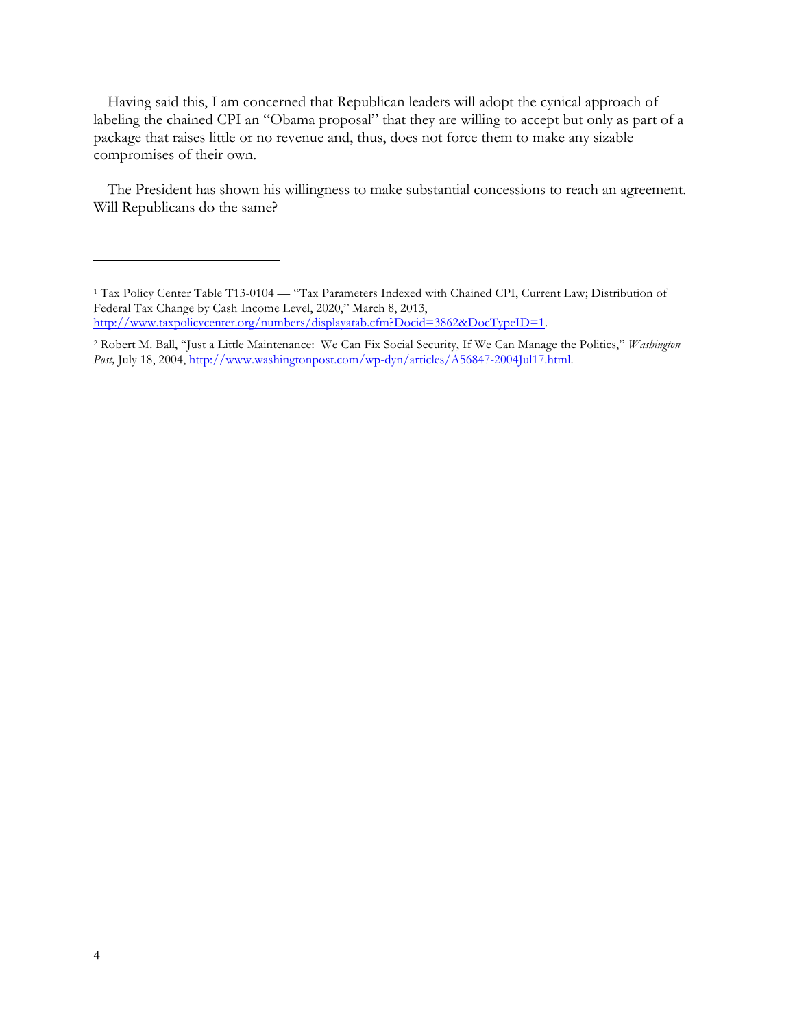Having said this, I am concerned that Republican leaders will adopt the cynical approach of labeling the chained CPI an "Obama proposal" that they are willing to accept but only as part of a package that raises little or no revenue and, thus, does not force them to make any sizable compromises of their own.

The President has shown his willingness to make substantial concessions to reach an agreement. Will Republicans do the same?

---

[1] Tax Policy Center Table T13-0104 — "Tax Parameters Indexed with Chained CPI, Current Law; Distribution of Federal Tax Change by Cash Income Level, 2020," March 8, 2013, http://www.taxpolicycenter.org/numbers/displayatab.cfm?Docid=3862&DocTypeID=1.

[2] Robert M. Ball, "Just a Little Maintenance: We Can Fix Social Security, If We Can Manage the Politics," *Washington Post,* July 18, 2004, http://www.washingtonpost.com/wp-dyn/articles/A56847-2004Jul17.html.